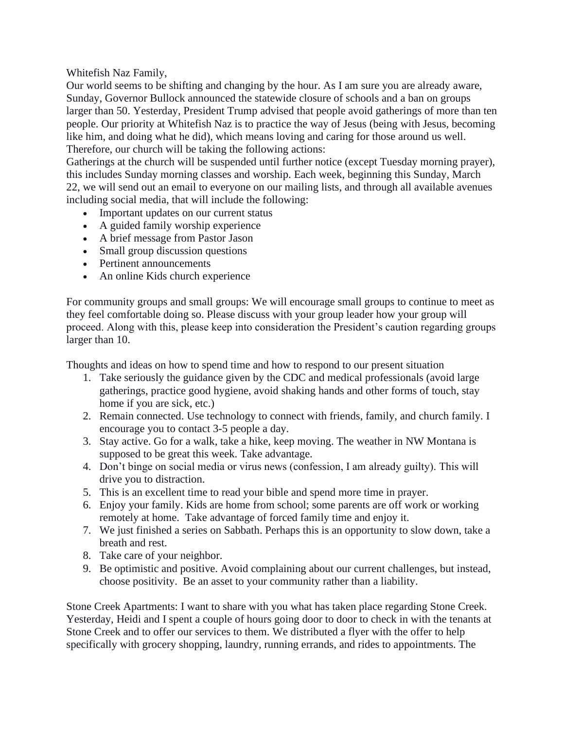Whitefish Naz Family,

Our world seems to be shifting and changing by the hour. As I am sure you are already aware, Sunday, Governor Bullock announced the statewide closure of schools and a ban on groups larger than 50. Yesterday, President Trump advised that people avoid gatherings of more than ten people. Our priority at Whitefish Naz is to practice the way of Jesus (being with Jesus, becoming like him, and doing what he did), which means loving and caring for those around us well. Therefore, our church will be taking the following actions:

Gatherings at the church will be suspended until further notice (except Tuesday morning prayer), this includes Sunday morning classes and worship. Each week, beginning this Sunday, March 22, we will send out an email to everyone on our mailing lists, and through all available avenues including social media, that will include the following:

- Important updates on our current status
- A guided family worship experience
- A brief message from Pastor Jason
- Small group discussion questions
- Pertinent announcements
- An online Kids church experience

For community groups and small groups: We will encourage small groups to continue to meet as they feel comfortable doing so. Please discuss with your group leader how your group will proceed. Along with this, please keep into consideration the President's caution regarding groups larger than 10.

Thoughts and ideas on how to spend time and how to respond to our present situation

1. Take seriously the guidance given by the CDC and medical professionals (avoid large gatherings, practice good hygiene, avoid shaking hands and other forms of touch, stay home if you are sick, etc.)
2. Remain connected. Use technology to connect with friends, family, and church family. I encourage you to contact 3-5 people a day.
3. Stay active. Go for a walk, take a hike, keep moving. The weather in NW Montana is supposed to be great this week. Take advantage.
4. Don't binge on social media or virus news (confession, I am already guilty). This will drive you to distraction.
5. This is an excellent time to read your bible and spend more time in prayer.
6. Enjoy your family. Kids are home from school; some parents are off work or working remotely at home. Take advantage of forced family time and enjoy it.
7. We just finished a series on Sabbath. Perhaps this is an opportunity to slow down, take a breath and rest.
8. Take care of your neighbor.
9. Be optimistic and positive. Avoid complaining about our current challenges, but instead, choose positivity. Be an asset to your community rather than a liability.

Stone Creek Apartments: I want to share with you what has taken place regarding Stone Creek. Yesterday, Heidi and I spent a couple of hours going door to door to check in with the tenants at Stone Creek and to offer our services to them. We distributed a flyer with the offer to help specifically with grocery shopping, laundry, running errands, and rides to appointments. The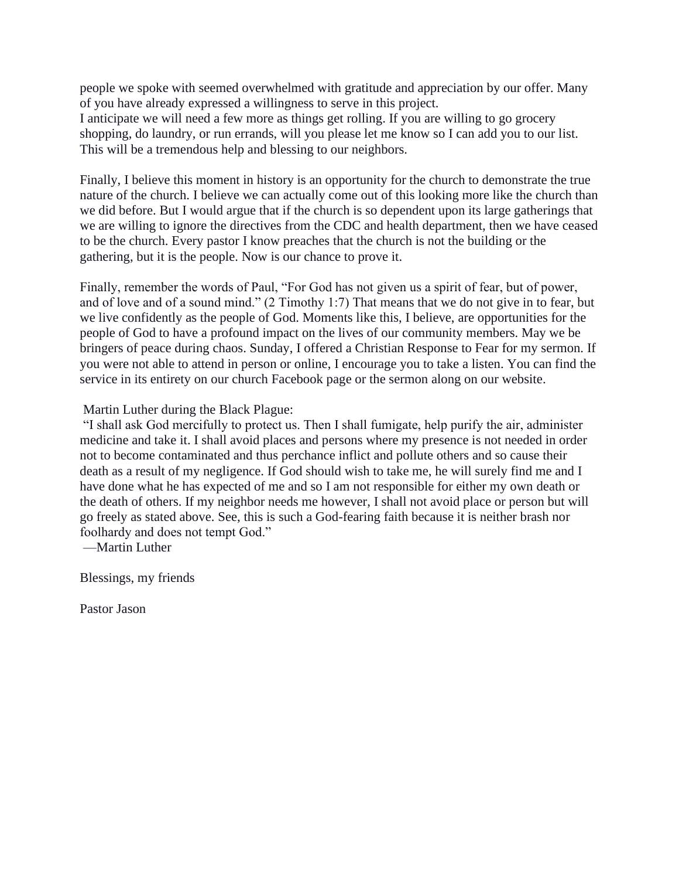people we spoke with seemed overwhelmed with gratitude and appreciation by our offer. Many of you have already expressed a willingness to serve in this project.
I anticipate we will need a few more as things get rolling. If you are willing to go grocery shopping, do laundry, or run errands, will you please let me know so I can add you to our list. This will be a tremendous help and blessing to our neighbors.

Finally, I believe this moment in history is an opportunity for the church to demonstrate the true nature of the church. I believe we can actually come out of this looking more like the church than we did before. But I would argue that if the church is so dependent upon its large gatherings that we are willing to ignore the directives from the CDC and health department, then we have ceased to be the church. Every pastor I know preaches that the church is not the building or the gathering, but it is the people. Now is our chance to prove it.

Finally, remember the words of Paul, "For God has not given us a spirit of fear, but of power, and of love and of a sound mind." (2 Timothy 1:7) That means that we do not give in to fear, but we live confidently as the people of God. Moments like this, I believe, are opportunities for the people of God to have a profound impact on the lives of our community members. May we be bringers of peace during chaos. Sunday, I offered a Christian Response to Fear for my sermon. If you were not able to attend in person or online, I encourage you to take a listen. You can find the service in its entirety on our church Facebook page or the sermon along on our website.

Martin Luther during the Black Plague:
"I shall ask God mercifully to protect us. Then I shall fumigate, help purify the air, administer medicine and take it. I shall avoid places and persons where my presence is not needed in order not to become contaminated and thus perchance inflict and pollute others and so cause their death as a result of my negligence. If God should wish to take me, he will surely find me and I have done what he has expected of me and so I am not responsible for either my own death or the death of others. If my neighbor needs me however, I shall not avoid place or person but will go freely as stated above. See, this is such a God-fearing faith because it is neither brash nor foolhardy and does not tempt God."
—Martin Luther

Blessings, my friends

Pastor Jason